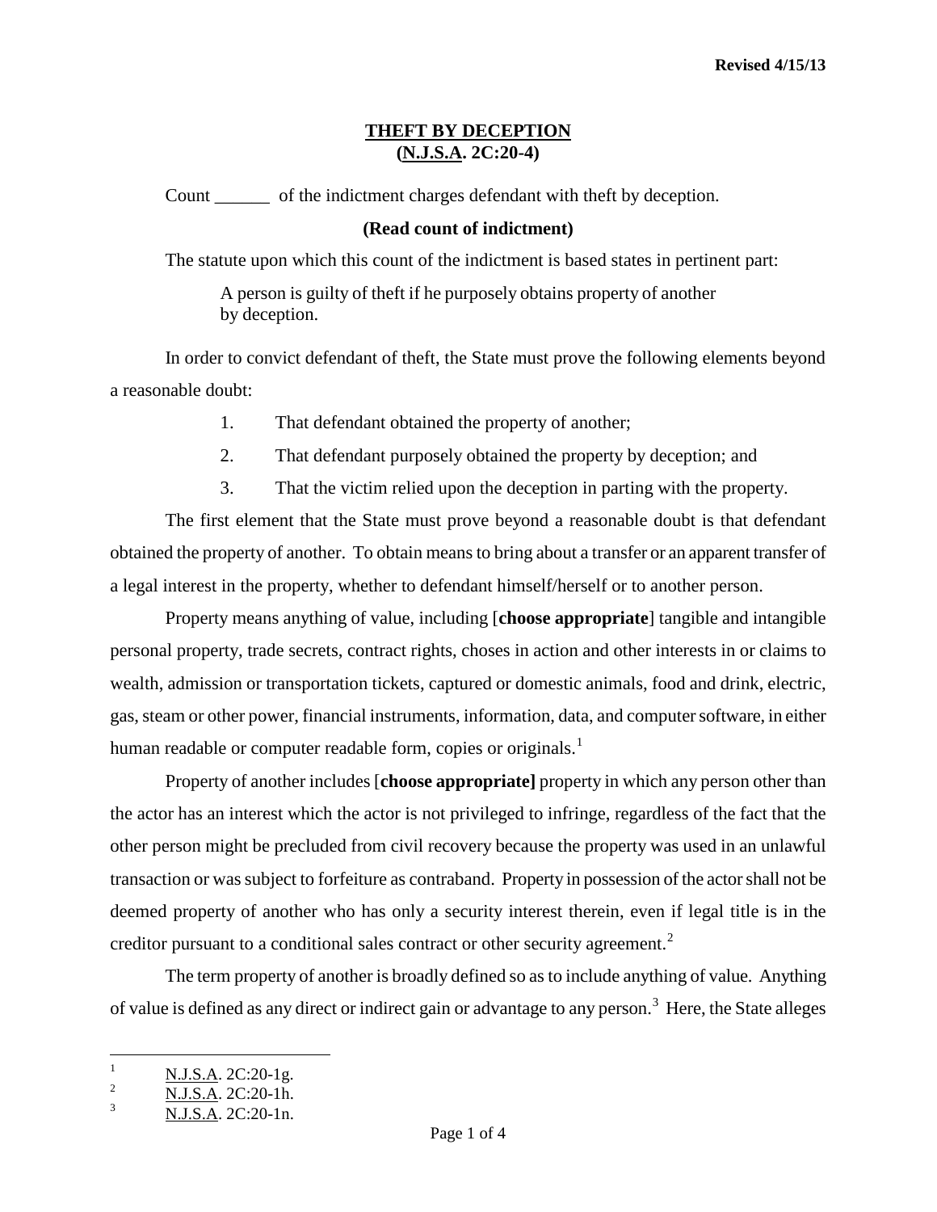Revised 4/15/13

# THEFT BY DECEPTION
## (N.J.S.A. 2C:20-4)

Count ______ of the indictment charges defendant with theft by deception.

**(Read count of indictment)**

The statute upon which this count of the indictment is based states in pertinent part:

> A person is guilty of theft if he purposely obtains property of another by deception.

In order to convict defendant of theft, the State must prove the following elements beyond a reasonable doubt:

1. That defendant obtained the property of another;
2. That defendant purposely obtained the property by deception; and
3. That the victim relied upon the deception in parting with the property.

The first element that the State must prove beyond a reasonable doubt is that defendant obtained the property of another. To obtain means to bring about a transfer or an apparent transfer of a legal interest in the property, whether to defendant himself/herself or to another person.

Property means anything of value, including [**choose appropriate**] tangible and intangible personal property, trade secrets, contract rights, choses in action and other interests in or claims to wealth, admission or transportation tickets, captured or domestic animals, food and drink, electric, gas, steam or other power, financial instruments, information, data, and computer software, in either human readable or computer readable form, copies or originals.[1]

Property of another includes [**choose appropriate]** property in which any person other than the actor has an interest which the actor is not privileged to infringe, regardless of the fact that the other person might be precluded from civil recovery because the property was used in an unlawful transaction or was subject to forfeiture as contraband. Property in possession of the actor shall not be deemed property of another who has only a security interest therein, even if legal title is in the creditor pursuant to a conditional sales contract or other security agreement.[2]

The term property of another is broadly defined so as to include anything of value. Anything of value is defined as any direct or indirect gain or advantage to any person.[3] Here, the State alleges

---

[1] N.J.S.A. 2C:20-1g.

[2] N.J.S.A. 2C:20-1h.

[3] N.J.S.A. 2C:20-1n.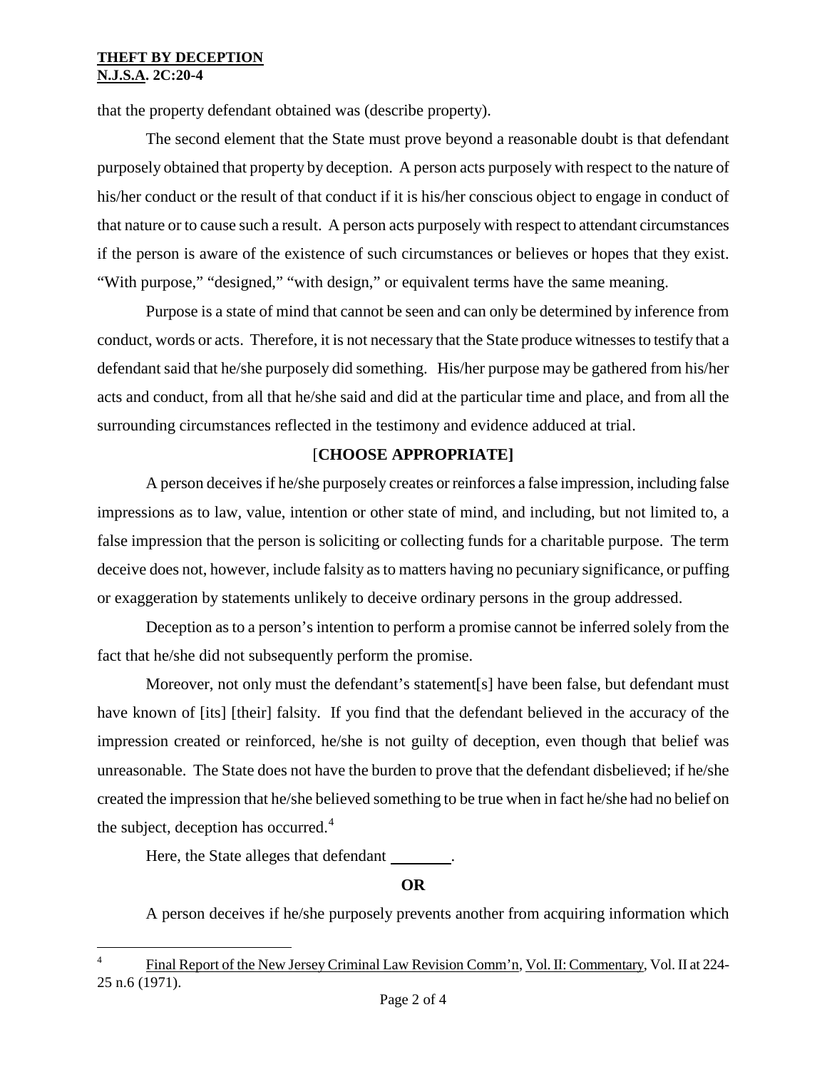that the property defendant obtained was (describe property).

The second element that the State must prove beyond a reasonable doubt is that defendant purposely obtained that property by deception. A person acts purposely with respect to the nature of his/her conduct or the result of that conduct if it is his/her conscious object to engage in conduct of that nature or to cause such a result. A person acts purposely with respect to attendant circumstances if the person is aware of the existence of such circumstances or believes or hopes that they exist. "With purpose," "designed," "with design," or equivalent terms have the same meaning.

Purpose is a state of mind that cannot be seen and can only be determined by inference from conduct, words or acts. Therefore, it is not necessary that the State produce witnesses to testify that a defendant said that he/she purposely did something. His/her purpose may be gathered from his/her acts and conduct, from all that he/she said and did at the particular time and place, and from all the surrounding circumstances reflected in the testimony and evidence adduced at trial.

**[CHOOSE APPROPRIATE]**

A person deceives if he/she purposely creates or reinforces a false impression, including false impressions as to law, value, intention or other state of mind, and including, but not limited to, a false impression that the person is soliciting or collecting funds for a charitable purpose. The term deceive does not, however, include falsity as to matters having no pecuniary significance, or puffing or exaggeration by statements unlikely to deceive ordinary persons in the group addressed.

Deception as to a person's intention to perform a promise cannot be inferred solely from the fact that he/she did not subsequently perform the promise.

Moreover, not only must the defendant's statement[s] have been false, but defendant must have known of [its] [their] falsity. If you find that the defendant believed in the accuracy of the impression created or reinforced, he/she is not guilty of deception, even though that belief was unreasonable. The State does not have the burden to prove that the defendant disbelieved; if he/she created the impression that he/she believed something to be true when in fact he/she had no belief on the subject, deception has occurred.[4]

Here, the State alleges that defendant ________.

**OR**

A person deceives if he/she purposely prevents another from acquiring information which

---

[4] Final Report of the New Jersey Criminal Law Revision Comm'n, Vol. II: Commentary, Vol. II at 224-25 n.6 (1971).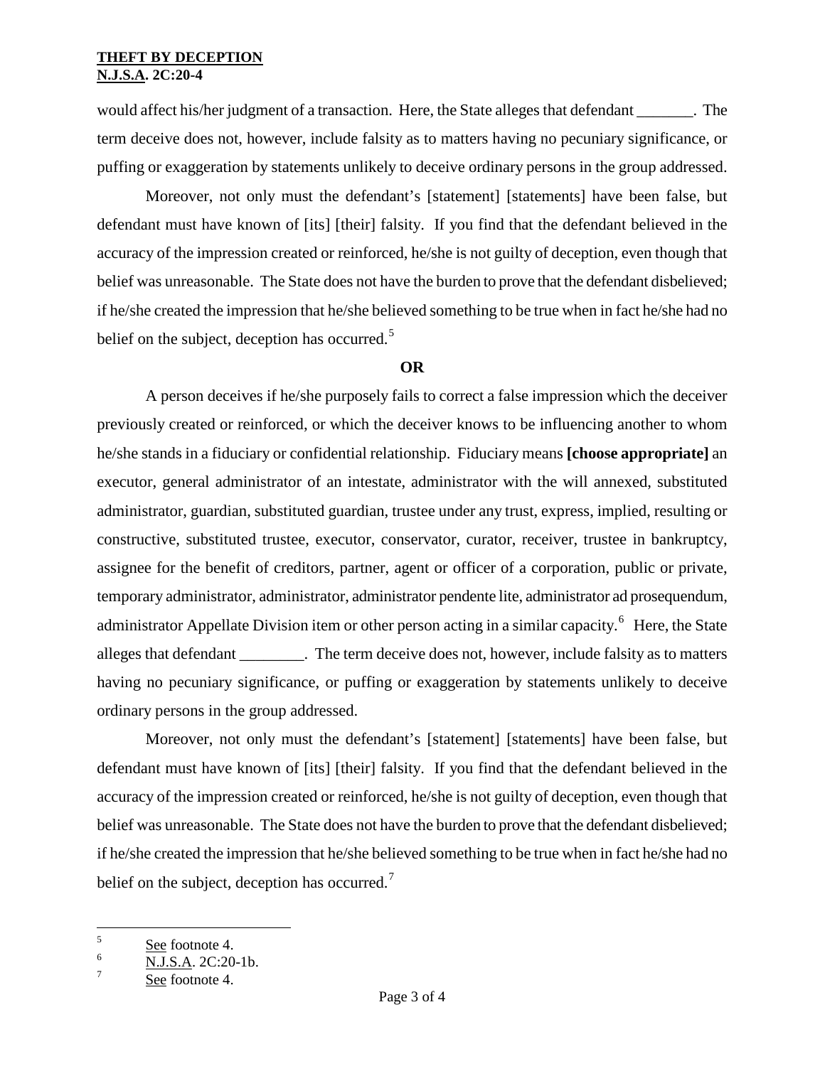would affect his/her judgment of a transaction. Here, the State alleges that defendant _______. The term deceive does not, however, include falsity as to matters having no pecuniary significance, or puffing or exaggeration by statements unlikely to deceive ordinary persons in the group addressed.

Moreover, not only must the defendant's [statement] [statements] have been false, but defendant must have known of [its] [their] falsity. If you find that the defendant believed in the accuracy of the impression created or reinforced, he/she is not guilty of deception, even though that belief was unreasonable. The State does not have the burden to prove that the defendant disbelieved; if he/she created the impression that he/she believed something to be true when in fact he/she had no belief on the subject, deception has occurred.[5]

**OR**

A person deceives if he/she purposely fails to correct a false impression which the deceiver previously created or reinforced, or which the deceiver knows to be influencing another to whom he/she stands in a fiduciary or confidential relationship. Fiduciary means **[choose appropriate]** an executor, general administrator of an intestate, administrator with the will annexed, substituted administrator, guardian, substituted guardian, trustee under any trust, express, implied, resulting or constructive, substituted trustee, executor, conservator, curator, receiver, trustee in bankruptcy, assignee for the benefit of creditors, partner, agent or officer of a corporation, public or private, temporary administrator, administrator, administrator pendente lite, administrator ad prosequendum, administrator Appellate Division item or other person acting in a similar capacity.[6] Here, the State alleges that defendant ________. The term deceive does not, however, include falsity as to matters having no pecuniary significance, or puffing or exaggeration by statements unlikely to deceive ordinary persons in the group addressed.

Moreover, not only must the defendant's [statement] [statements] have been false, but defendant must have known of [its] [their] falsity. If you find that the defendant believed in the accuracy of the impression created or reinforced, he/she is not guilty of deception, even though that belief was unreasonable. The State does not have the burden to prove that the defendant disbelieved; if he/she created the impression that he/she believed something to be true when in fact he/she had no belief on the subject, deception has occurred.[7]

---

[5] See footnote 4.

[6] N.J.S.A. 2C:20-1b.

[7] See footnote 4.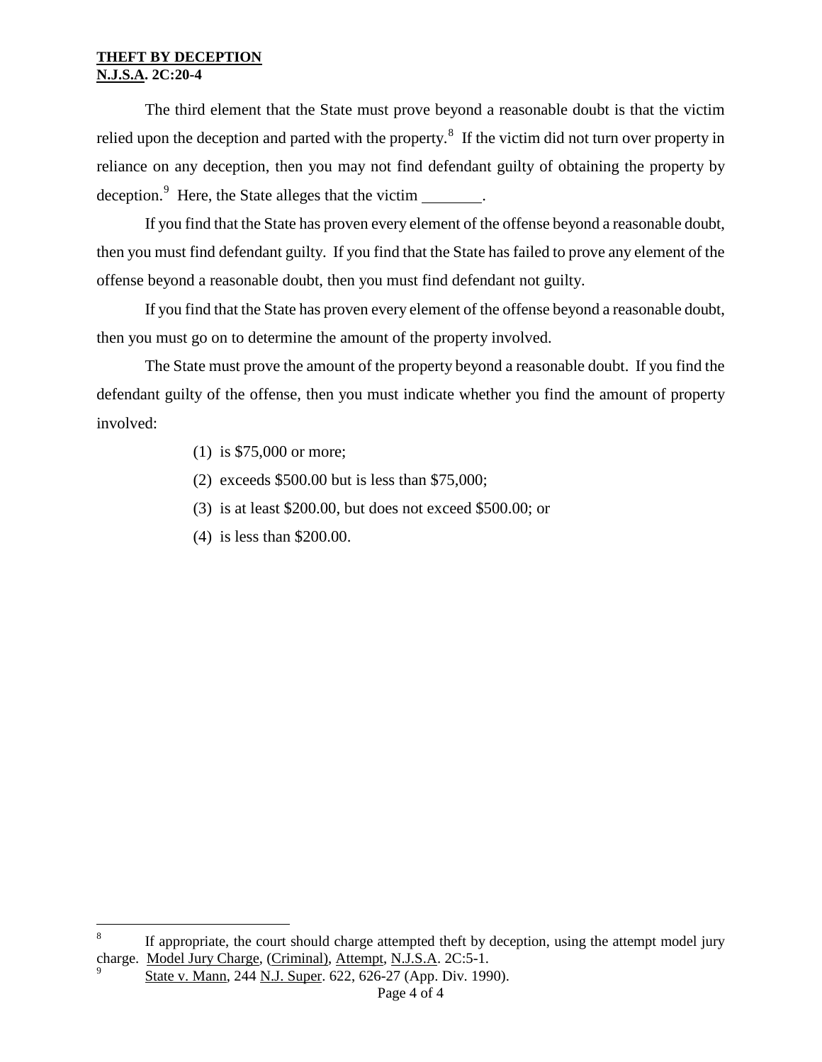The third element that the State must prove beyond a reasonable doubt is that the victim relied upon the deception and parted with the property.[8] If the victim did not turn over property in reliance on any deception, then you may not find defendant guilty of obtaining the property by deception.[9] Here, the State alleges that the victim ________.

If you find that the State has proven every element of the offense beyond a reasonable doubt, then you must find defendant guilty. If you find that the State has failed to prove any element of the offense beyond a reasonable doubt, then you must find defendant not guilty.

If you find that the State has proven every element of the offense beyond a reasonable doubt, then you must go on to determine the amount of the property involved.

The State must prove the amount of the property beyond a reasonable doubt. If you find the defendant guilty of the offense, then you must indicate whether you find the amount of property involved:

(1) is $75,000 or more;

(2) exceeds $500.00 but is less than $75,000;

(3) is at least $200.00, but does not exceed $500.00; or

(4) is less than $200.00.

---

[8] If appropriate, the court should charge attempted theft by deception, using the attempt model jury charge. Model Jury Charge, (Criminal), Attempt, N.J.S.A. 2C:5-1.

[9] State v. Mann, 244 N.J. Super. 622, 626-27 (App. Div. 1990).